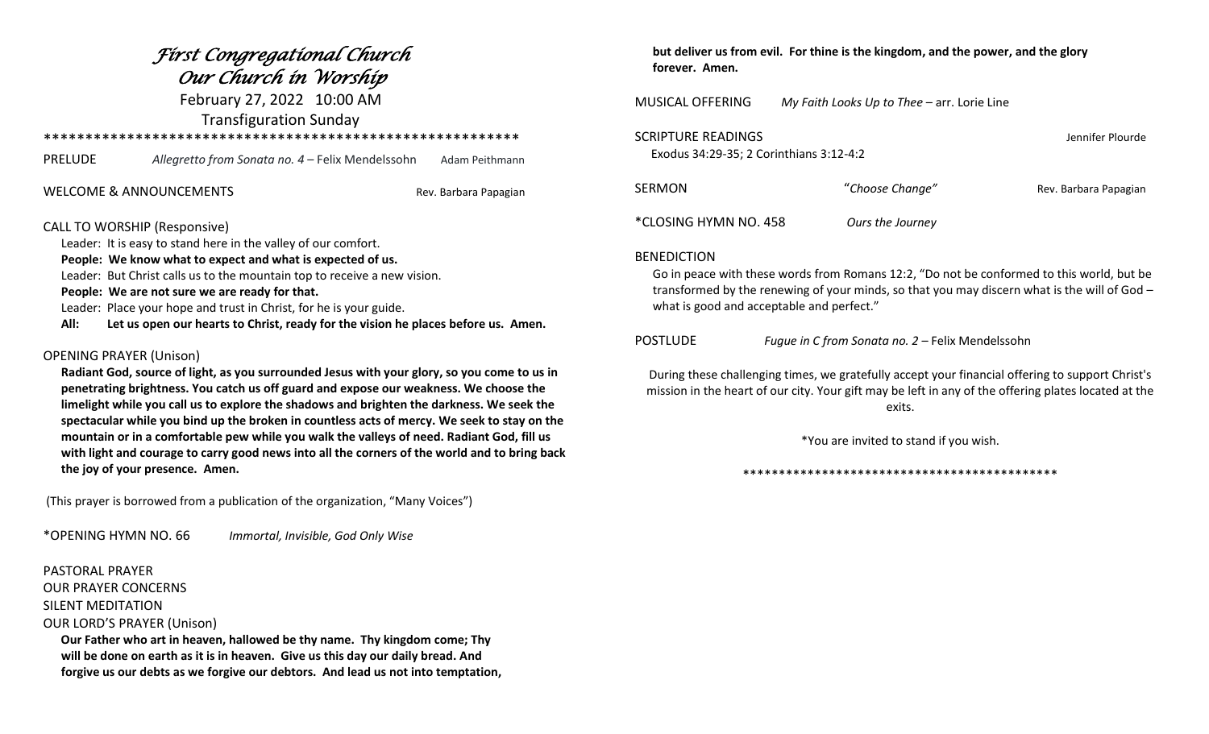# *First Congregational Church*
# *Our Church in Worship*

February 27, 2022 10:00 AM

Transfiguration Sunday

\*\*\*\*\*\*\*\*\*\*\*\*\*\*\*\*\*\*\*\*\*\*\*\*\*\*\*\*\*\*\*\*\*\*\*\*\*\*\*\*\*\*\*\*\*\*\*\*\*\*\*\*\*\*\*\*

PRELUDE *Allegretto from Sonata no. 4* – Felix Mendelssohn Adam Peithmann

WELCOME & ANNOUNCEMENTS Rev. Barbara Papagian

CALL TO WORSHIP (Responsive)

Leader: It is easy to stand here in the valley of our comfort.

**People: We know what to expect and what is expected of us.**

Leader: But Christ calls us to the mountain top to receive a new vision.

**People: We are not sure we are ready for that.**

Leader: Place your hope and trust in Christ, for he is your guide.

**All: Let us open our hearts to Christ, ready for the vision he places before us. Amen.**

OPENING PRAYER (Unison)

**Radiant God, source of light, as you surrounded Jesus with your glory, so you come to us in penetrating brightness. You catch us off guard and expose our weakness. We choose the limelight while you call us to explore the shadows and brighten the darkness. We seek the spectacular while you bind up the broken in countless acts of mercy. We seek to stay on the mountain or in a comfortable pew while you walk the valleys of need. Radiant God, fill us with light and courage to carry good news into all the corners of the world and to bring back the joy of your presence. Amen.**

(This prayer is borrowed from a publication of the organization, "Many Voices")

\*OPENING HYMN NO. 66 *Immortal, Invisible, God Only Wise*

PASTORAL PRAYER

OUR PRAYER CONCERNS

SILENT MEDITATION

OUR LORD'S PRAYER (Unison)

**Our Father who art in heaven, hallowed be thy name. Thy kingdom come; Thy will be done on earth as it is in heaven. Give us this day our daily bread. And forgive us our debts as we forgive our debtors. And lead us not into temptation, but deliver us from evil. For thine is the kingdom, and the power, and the glory forever. Amen.**

MUSICAL OFFERING *My Faith Looks Up to Thee* – arr. Lorie Line

SCRIPTURE READINGS Jennifer Plourde

Exodus 34:29-35; 2 Corinthians 3:12-4:2

SERMON "*Choose Change"* Rev. Barbara Papagian

\*CLOSING HYMN NO. 458 *Ours the Journey*

BENEDICTION

Go in peace with these words from Romans 12:2, "Do not be conformed to this world, but be transformed by the renewing of your minds, so that you may discern what is the will of God – what is good and acceptable and perfect."

POSTLUDE *Fugue in C from Sonata no. 2* – Felix Mendelssohn

During these challenging times, we gratefully accept your financial offering to support Christ's mission in the heart of our city. Your gift may be left in any of the offering plates located at the exits.

\*You are invited to stand if you wish.

\*\*\*\*\*\*\*\*\*\*\*\*\*\*\*\*\*\*\*\*\*\*\*\*\*\*\*\*\*\*\*\*\*\*\*\*\*\*\*\*\*\*\*\*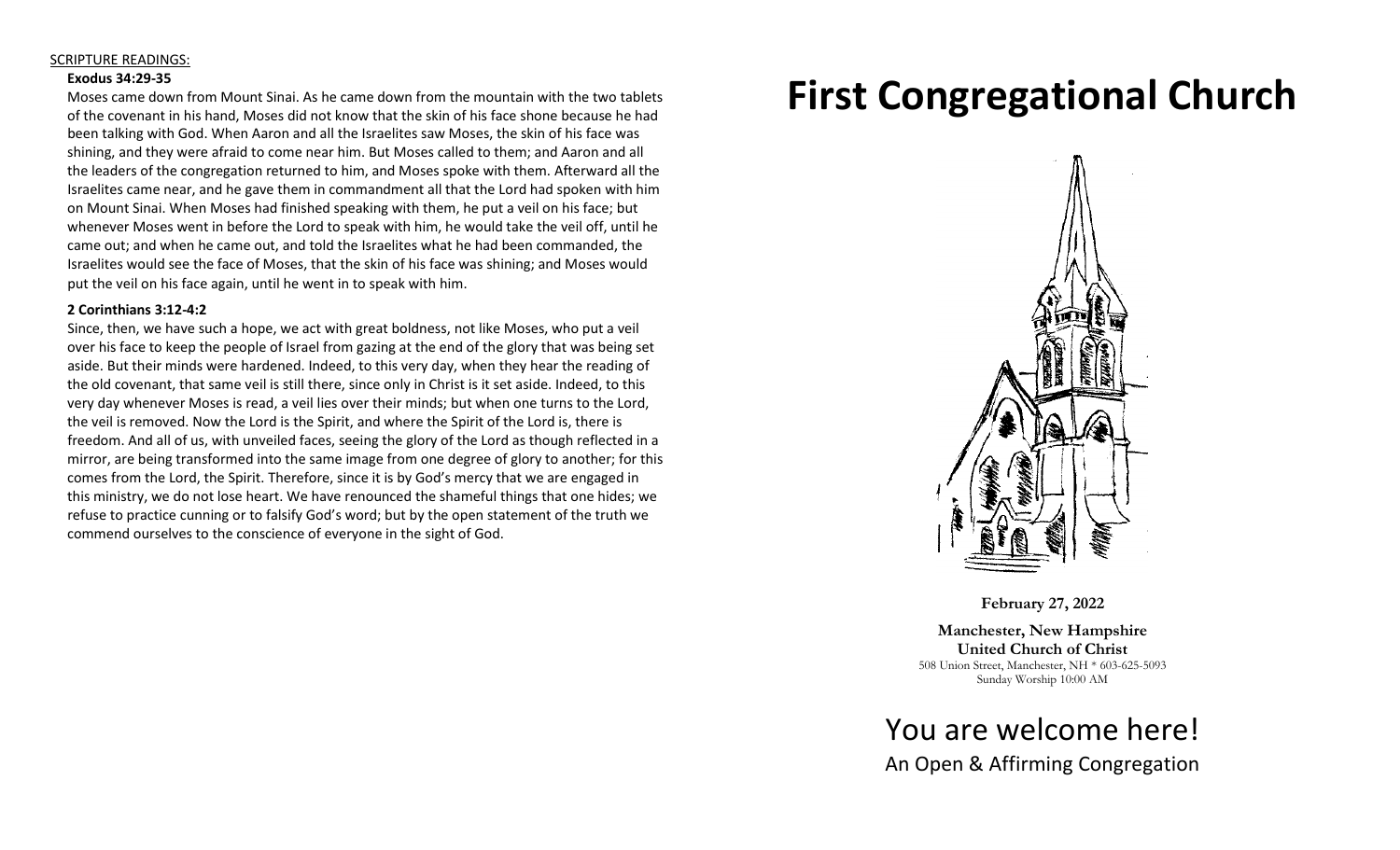SCRIPTURE READINGS:

**Exodus 34:29-35**

Moses came down from Mount Sinai. As he came down from the mountain with the two tablets of the covenant in his hand, Moses did not know that the skin of his face shone because he had been talking with God. When Aaron and all the Israelites saw Moses, the skin of his face was shining, and they were afraid to come near him. But Moses called to them; and Aaron and all the leaders of the congregation returned to him, and Moses spoke with them. Afterward all the Israelites came near, and he gave them in commandment all that the Lord had spoken with him on Mount Sinai. When Moses had finished speaking with them, he put a veil on his face; but whenever Moses went in before the Lord to speak with him, he would take the veil off, until he came out; and when he came out, and told the Israelites what he had been commanded, the Israelites would see the face of Moses, that the skin of his face was shining; and Moses would put the veil on his face again, until he went in to speak with him.

**2 Corinthians 3:12-4:2**

Since, then, we have such a hope, we act with great boldness, not like Moses, who put a veil over his face to keep the people of Israel from gazing at the end of the glory that was being set aside. But their minds were hardened. Indeed, to this very day, when they hear the reading of the old covenant, that same veil is still there, since only in Christ is it set aside. Indeed, to this very day whenever Moses is read, a veil lies over their minds; but when one turns to the Lord, the veil is removed. Now the Lord is the Spirit, and where the Spirit of the Lord is, there is freedom. And all of us, with unveiled faces, seeing the glory of the Lord as though reflected in a mirror, are being transformed into the same image from one degree of glory to another; for this comes from the Lord, the Spirit. Therefore, since it is by God's mercy that we are engaged in this ministry, we do not lose heart. We have renounced the shameful things that one hides; we refuse to practice cunning or to falsify God's word; but by the open statement of the truth we commend ourselves to the conscience of everyone in the sight of God.

# First Congregational Church

**February 27, 2022**

**Manchester, New Hampshire**
**United Church of Christ**
508 Union Street, Manchester, NH * 603-625-5093
Sunday Worship 10:00 AM

You are welcome here!
An Open & Affirming Congregation